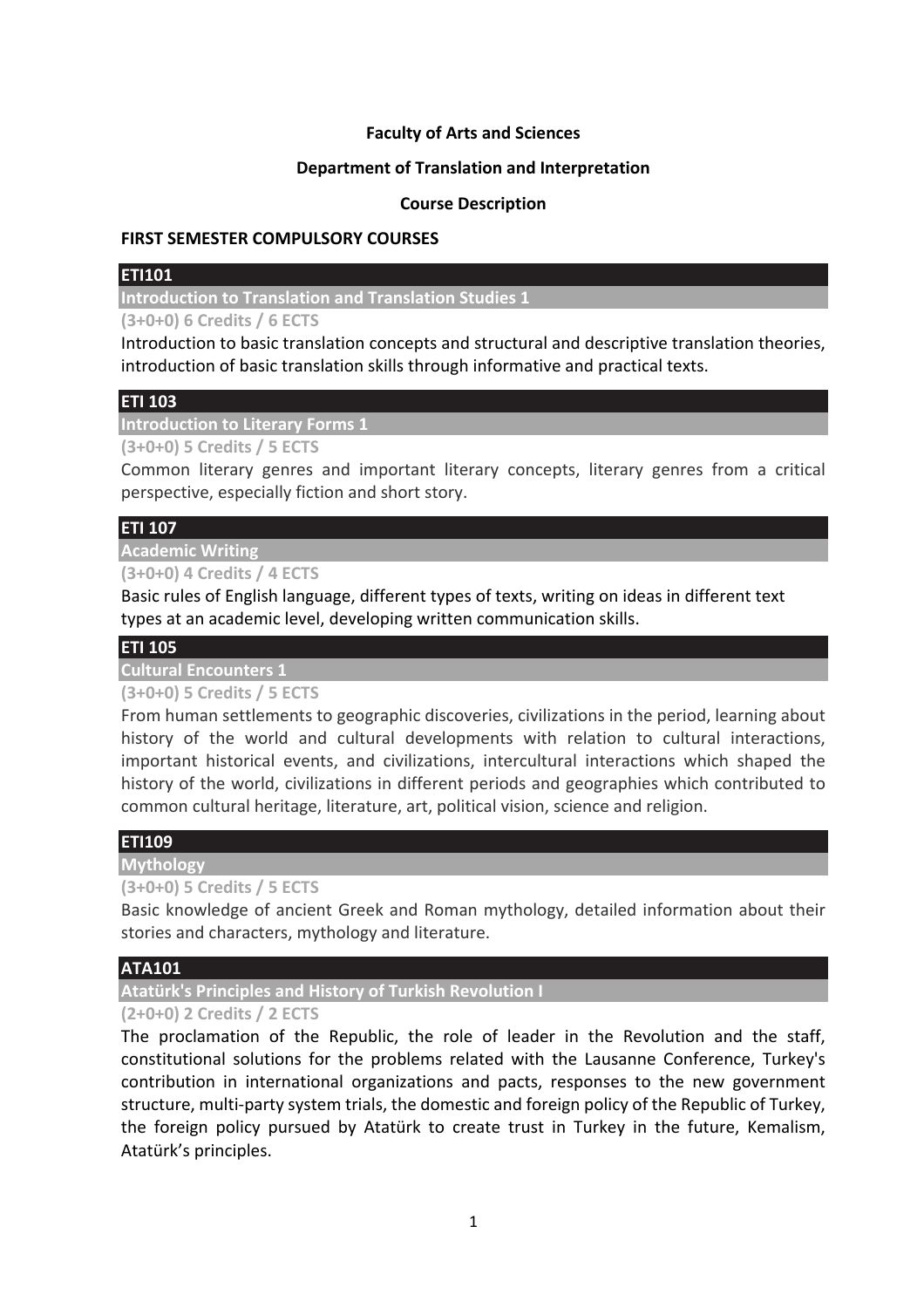**Faculty of Arts and Sciences**

**Department of Translation and Interpretation**

**Course Description**

## FIRST SEMESTER COMPULSORY COURSES

### ETI101

**Introduction to Translation and Translation Studies 1**

**(3+0+0) 6 Credits / 6 ECTS**

Introduction to basic translation concepts and structural and descriptive translation theories, introduction of basic translation skills through informative and practical texts.

### ETI 103

**Introduction to Literary Forms 1**

**(3+0+0) 5 Credits / 5 ECTS**

Common literary genres and important literary concepts, literary genres from a critical perspective, especially fiction and short story.

### ETI 107

**Academic Writing**

**(3+0+0) 4 Credits / 4 ECTS**

Basic rules of English language, different types of texts, writing on ideas in different text types at an academic level, developing written communication skills.

### ETI 105

**Cultural Encounters 1**

**(3+0+0) 5 Credits / 5 ECTS**

From human settlements to geographic discoveries, civilizations in the period, learning about history of the world and cultural developments with relation to cultural interactions, important historical events, and civilizations, intercultural interactions which shaped the history of the world, civilizations in different periods and geographies which contributed to common cultural heritage, literature, art, political vision, science and religion.

### ETI109

**Mythology**

**(3+0+0) 5 Credits / 5 ECTS**

Basic knowledge of ancient Greek and Roman mythology, detailed information about their stories and characters, mythology and literature.

### ATA101

**Atatürk's Principles and History of Turkish Revolution I**

**(2+0+0) 2 Credits / 2 ECTS**

The proclamation of the Republic, the role of leader in the Revolution and the staff, constitutional solutions for the problems related with the Lausanne Conference, Turkey's contribution in international organizations and pacts, responses to the new government structure, multi-party system trials, the domestic and foreign policy of the Republic of Turkey, the foreign policy pursued by Atatürk to create trust in Turkey in the future, Kemalism, Atatürk's principles.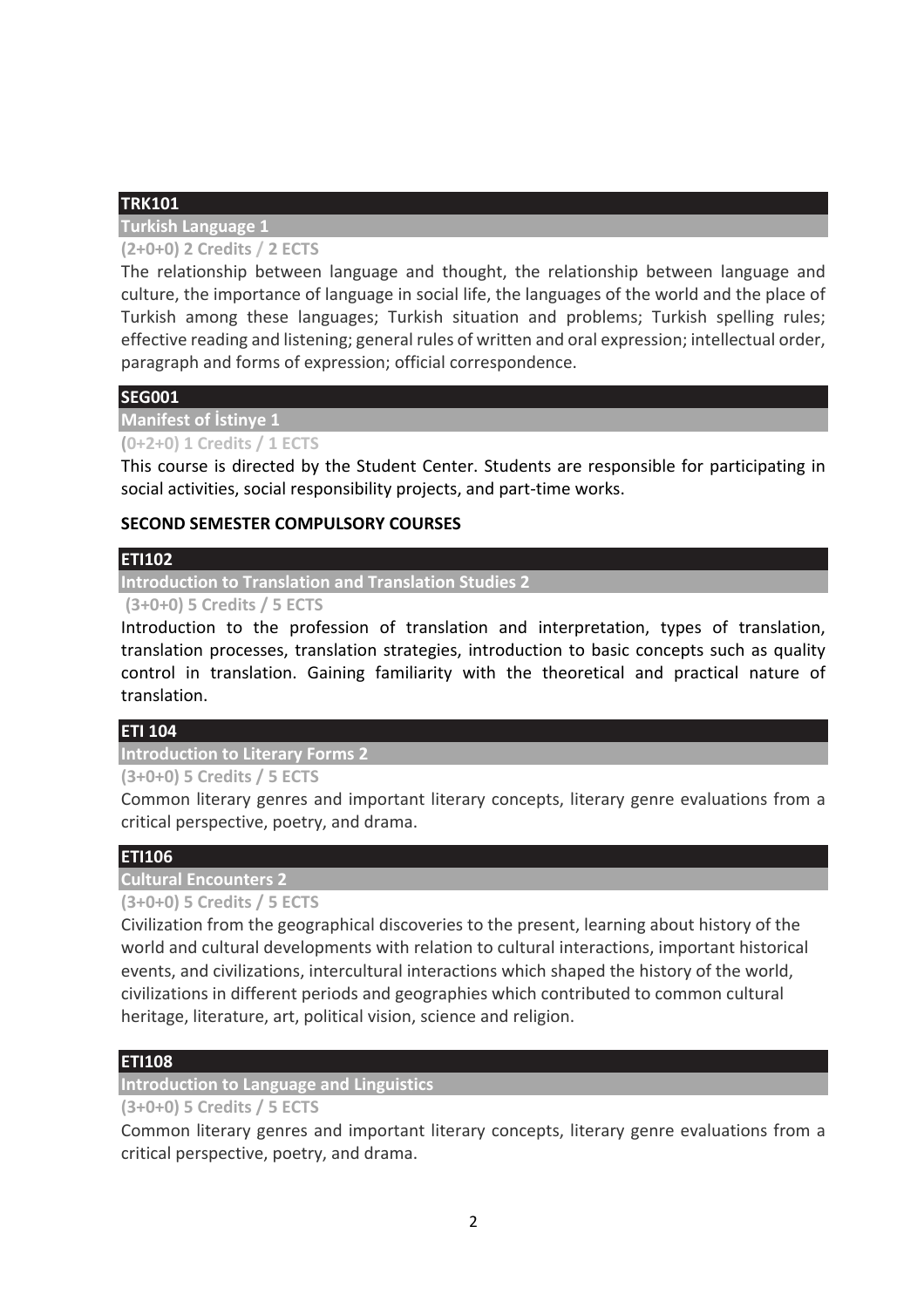### TRK101

**Turkish Language 1**

**(2+0+0) 2 Credits / 2 ECTS**

The relationship between language and thought, the relationship between language and culture, the importance of language in social life, the languages of the world and the place of Turkish among these languages; Turkish situation and problems; Turkish spelling rules; effective reading and listening; general rules of written and oral expression; intellectual order, paragraph and forms of expression; official correspondence.

### SEG001

**Manifest of İstinye 1**

**(0+2+0) 1 Credits / 1 ECTS**

This course is directed by the Student Center. Students are responsible for participating in social activities, social responsibility projects, and part-time works.

## SECOND SEMESTER COMPULSORY COURSES

### ETI102

**Introduction to Translation and Translation Studies 2**

**(3+0+0) 5 Credits / 5 ECTS**

Introduction to the profession of translation and interpretation, types of translation, translation processes, translation strategies, introduction to basic concepts such as quality control in translation. Gaining familiarity with the theoretical and practical nature of translation.

### ETI 104

**Introduction to Literary Forms 2**

**(3+0+0) 5 Credits / 5 ECTS**

Common literary genres and important literary concepts, literary genre evaluations from a critical perspective, poetry, and drama.

### ETI106

**Cultural Encounters 2**

**(3+0+0) 5 Credits / 5 ECTS**

Civilization from the geographical discoveries to the present, learning about history of the world and cultural developments with relation to cultural interactions, important historical events, and civilizations, intercultural interactions which shaped the history of the world, civilizations in different periods and geographies which contributed to common cultural heritage, literature, art, political vision, science and religion.

### ETI108

**Introduction to Language and Linguistics**

**(3+0+0) 5 Credits / 5 ECTS**

Common literary genres and important literary concepts, literary genre evaluations from a critical perspective, poetry, and drama.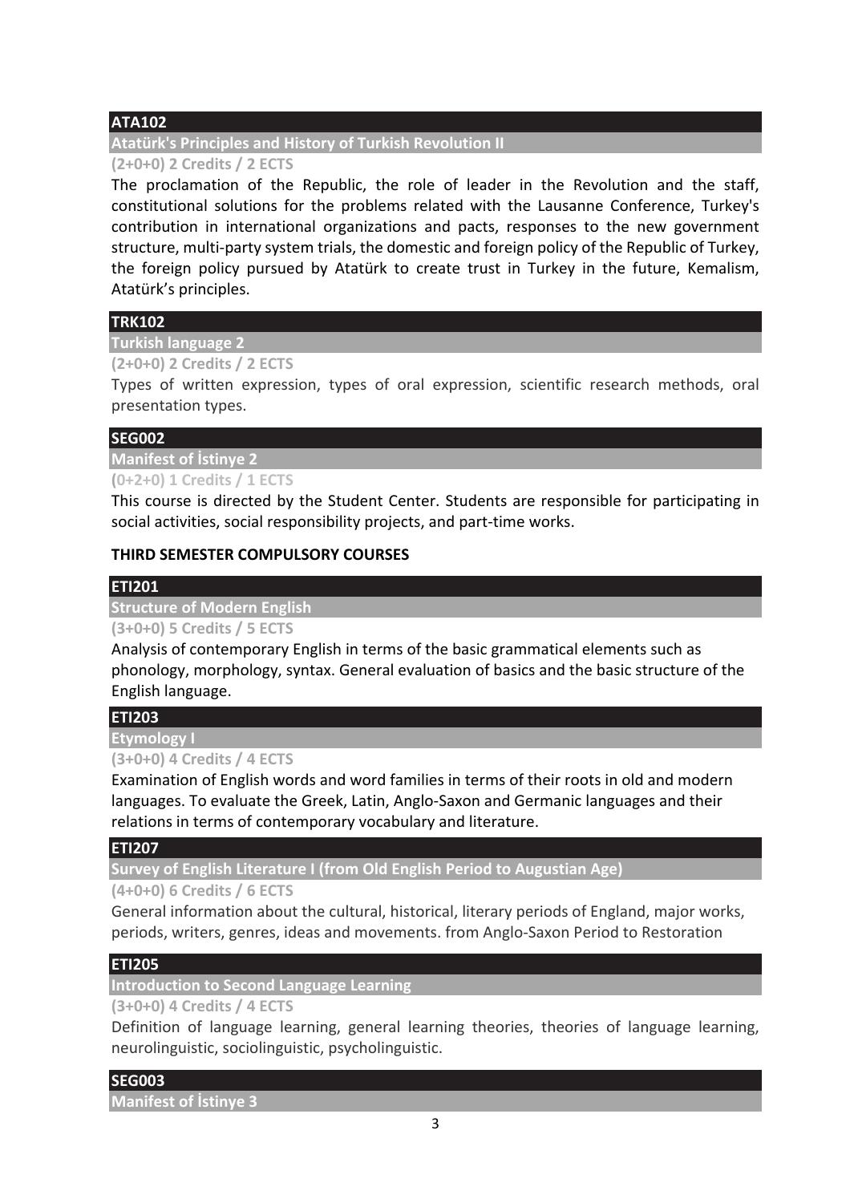**ATA102**

**Atatürk's Principles and History of Turkish Revolution II**

**(2+0+0) 2 Credits / 2 ECTS**

The proclamation of the Republic, the role of leader in the Revolution and the staff, constitutional solutions for the problems related with the Lausanne Conference, Turkey's contribution in international organizations and pacts, responses to the new government structure, multi-party system trials, the domestic and foreign policy of the Republic of Turkey, the foreign policy pursued by Atatürk to create trust in Turkey in the future, Kemalism, Atatürk's principles.

**TRK102**

**Turkish language 2**

**(2+0+0) 2 Credits / 2 ECTS**

Types of written expression, types of oral expression, scientific research methods, oral presentation types.

**SEG002**

**Manifest of İstinye 2**

**(0+2+0) 1 Credits / 1 ECTS**

This course is directed by the Student Center. Students are responsible for participating in social activities, social responsibility projects, and part-time works.

## THIRD SEMESTER COMPULSORY COURSES

**ETI201**

**Structure of Modern English**

**(3+0+0) 5 Credits / 5 ECTS**

Analysis of contemporary English in terms of the basic grammatical elements such as phonology, morphology, syntax. General evaluation of basics and the basic structure of the English language.

**ETI203**

**Etymology I**

**(3+0+0) 4 Credits / 4 ECTS**

Examination of English words and word families in terms of their roots in old and modern languages. To evaluate the Greek, Latin, Anglo-Saxon and Germanic languages and their relations in terms of contemporary vocabulary and literature.

**ETI207**

**Survey of English Literature I (from Old English Period to Augustian Age)**

**(4+0+0) 6 Credits / 6 ECTS**

General information about the cultural, historical, literary periods of England, major works, periods, writers, genres, ideas and movements. from Anglo-Saxon Period to Restoration

**ETI205**

**Introduction to Second Language Learning**

**(3+0+0) 4 Credits / 4 ECTS**

Definition of language learning, general learning theories, theories of language learning, neurolinguistic, sociolinguistic, psycholinguistic.

**SEG003**

**Manifest of İstinye 3**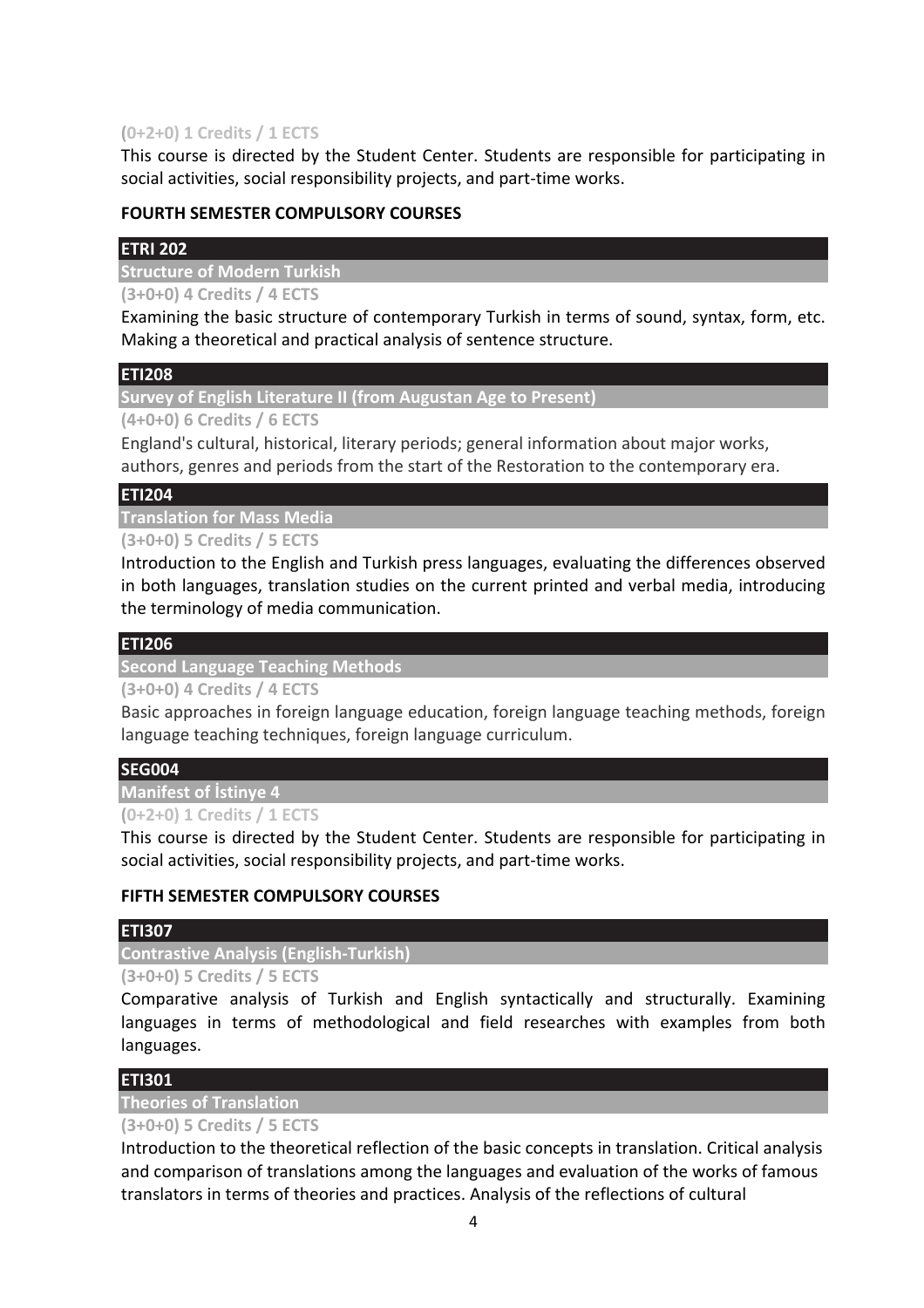**(0+2+0) 1 Credits / 1 ECTS**

This course is directed by the Student Center. Students are responsible for participating in social activities, social responsibility projects, and part-time works.

### FOURTH SEMESTER COMPULSORY COURSES

**ETRI 202**

**Structure of Modern Turkish**

**(3+0+0) 4 Credits / 4 ECTS**

Examining the basic structure of contemporary Turkish in terms of sound, syntax, form, etc. Making a theoretical and practical analysis of sentence structure.

**ETI208**

**Survey of English Literature II (from Augustan Age to Present)**

**(4+0+0) 6 Credits / 6 ECTS**

England's cultural, historical, literary periods; general information about major works, authors, genres and periods from the start of the Restoration to the contemporary era.

**ETI204**

**Translation for Mass Media**

**(3+0+0) 5 Credits / 5 ECTS**

Introduction to the English and Turkish press languages, evaluating the differences observed in both languages, translation studies on the current printed and verbal media, introducing the terminology of media communication.

**ETI206**

**Second Language Teaching Methods**

**(3+0+0) 4 Credits / 4 ECTS**

Basic approaches in foreign language education, foreign language teaching methods, foreign language teaching techniques, foreign language curriculum.

**SEG004**

**Manifest of İstinye 4**

**(0+2+0) 1 Credits / 1 ECTS**

This course is directed by the Student Center. Students are responsible for participating in social activities, social responsibility projects, and part-time works.

### FIFTH SEMESTER COMPULSORY COURSES

**ETI307**

**Contrastive Analysis (English-Turkish)**

**(3+0+0) 5 Credits / 5 ECTS**

Comparative analysis of Turkish and English syntactically and structurally. Examining languages in terms of methodological and field researches with examples from both languages.

**ETI301**

**Theories of Translation**

**(3+0+0) 5 Credits / 5 ECTS**

Introduction to the theoretical reflection of the basic concepts in translation. Critical analysis and comparison of translations among the languages and evaluation of the works of famous translators in terms of theories and practices. Analysis of the reflections of cultural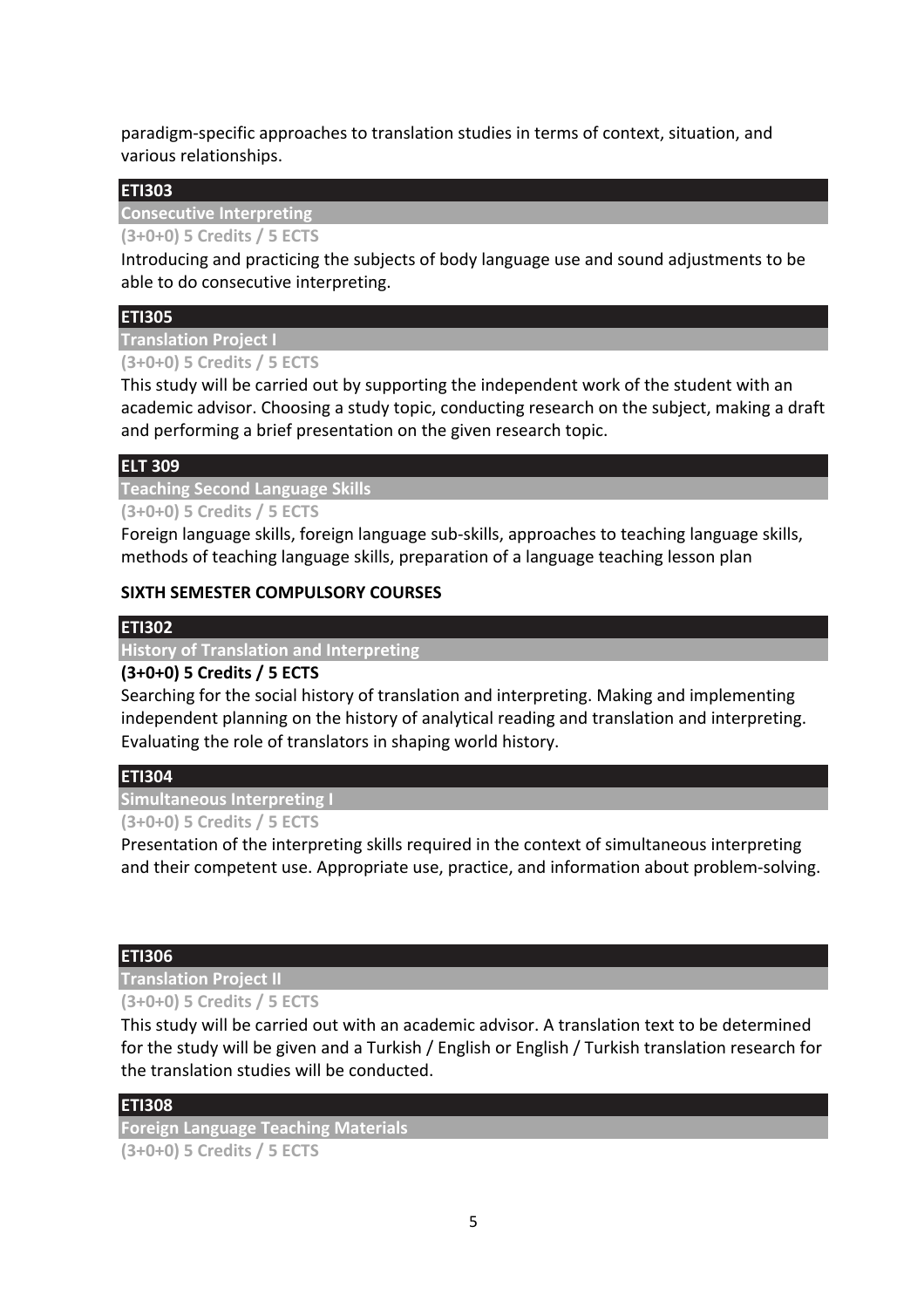paradigm-specific approaches to translation studies in terms of context, situation, and various relationships.

### ETI303

**Consecutive Interpreting**

**(3+0+0) 5 Credits / 5 ECTS**

Introducing and practicing the subjects of body language use and sound adjustments to be able to do consecutive interpreting.

### ETI305

**Translation Project I**

**(3+0+0) 5 Credits / 5 ECTS**

This study will be carried out by supporting the independent work of the student with an academic advisor. Choosing a study topic, conducting research on the subject, making a draft and performing a brief presentation on the given research topic.

### ELT 309

**Teaching Second Language Skills**

**(3+0+0) 5 Credits / 5 ECTS**

Foreign language skills, foreign language sub-skills, approaches to teaching language skills, methods of teaching language skills, preparation of a language teaching lesson plan

## SIXTH SEMESTER COMPULSORY COURSES

### ETI302

**History of Translation and Interpreting**

**(3+0+0) 5 Credits / 5 ECTS**

Searching for the social history of translation and interpreting. Making and implementing independent planning on the history of analytical reading and translation and interpreting. Evaluating the role of translators in shaping world history.

### ETI304

**Simultaneous Interpreting I**

**(3+0+0) 5 Credits / 5 ECTS**

Presentation of the interpreting skills required in the context of simultaneous interpreting and their competent use. Appropriate use, practice, and information about problem-solving.

### ETI306

**Translation Project II**

**(3+0+0) 5 Credits / 5 ECTS**

This study will be carried out with an academic advisor. A translation text to be determined for the study will be given and a Turkish / English or English / Turkish translation research for the translation studies will be conducted.

### ETI308

**Foreign Language Teaching Materials**

**(3+0+0) 5 Credits / 5 ECTS**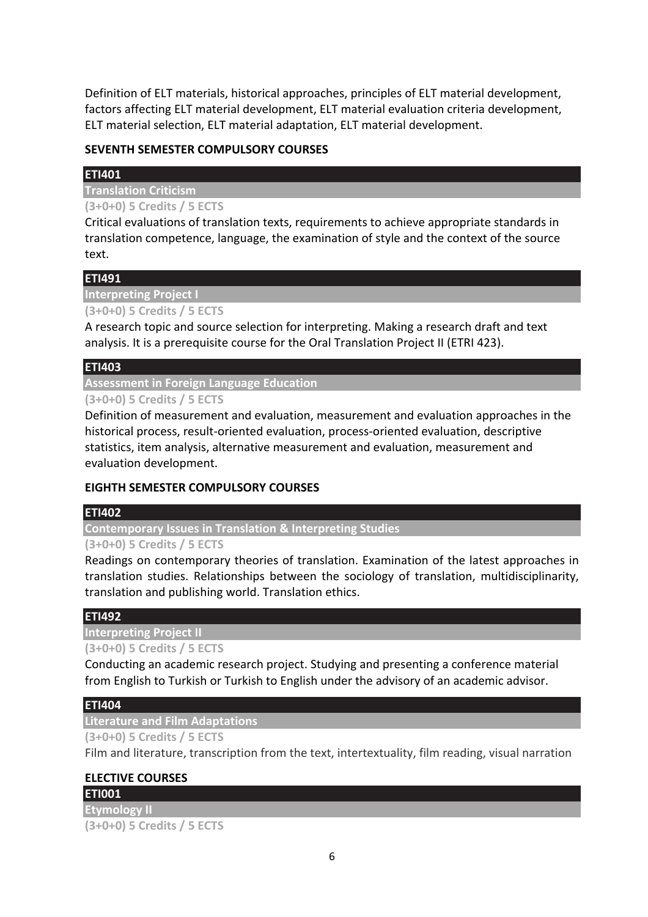Definition of ELT materials, historical approaches, principles of ELT material development, factors affecting ELT material development, ELT material evaluation criteria development, ELT material selection, ELT material adaptation, ELT material development.

## SEVENTH SEMESTER COMPULSORY COURSES

### ETI401

**Translation Criticism**

**(3+0+0) 5 Credits / 5 ECTS**

Critical evaluations of translation texts, requirements to achieve appropriate standards in translation competence, language, the examination of style and the context of the source text.

### ETI491

**Interpreting Project I**

**(3+0+0) 5 Credits / 5 ECTS**

A research topic and source selection for interpreting. Making a research draft and text analysis. It is a prerequisite course for the Oral Translation Project II (ETRI 423).

### ETI403

**Assessment in Foreign Language Education**

**(3+0+0) 5 Credits / 5 ECTS**

Definition of measurement and evaluation, measurement and evaluation approaches in the historical process, result-oriented evaluation, process-oriented evaluation, descriptive statistics, item analysis, alternative measurement and evaluation, measurement and evaluation development.

## EIGHTH SEMESTER COMPULSORY COURSES

### ETI402

**Contemporary Issues in Translation & Interpreting Studies**

**(3+0+0) 5 Credits / 5 ECTS**

Readings on contemporary theories of translation. Examination of the latest approaches in translation studies. Relationships between the sociology of translation, multidisciplinarity, translation and publishing world. Translation ethics.

### ETI492

**Interpreting Project II**

**(3+0+0) 5 Credits / 5 ECTS**

Conducting an academic research project. Studying and presenting a conference material from English to Turkish or Turkish to English under the advisory of an academic advisor.

### ETI404

**Literature and Film Adaptations**

**(3+0+0) 5 Credits / 5 ECTS**

Film and literature, transcription from the text, intertextuality, film reading, visual narration

## ELECTIVE COURSES

### ETI001

**Etymology II**

**(3+0+0) 5 Credits / 5 ECTS**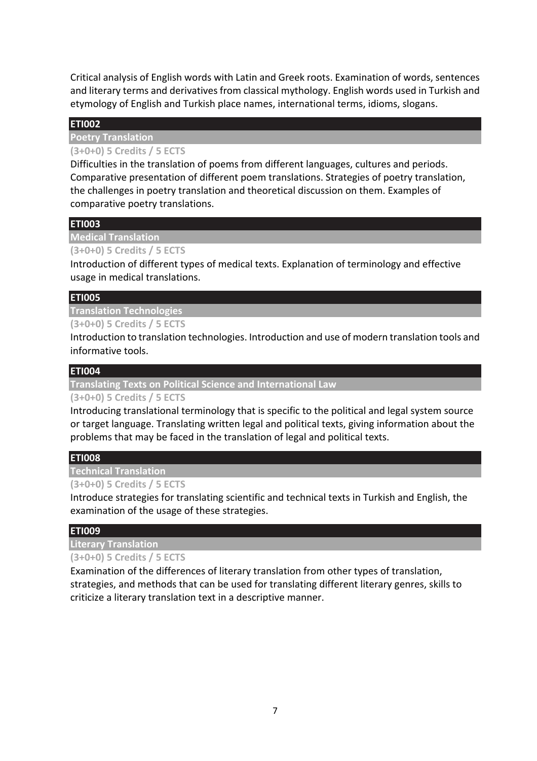Critical analysis of English words with Latin and Greek roots. Examination of words, sentences and literary terms and derivatives from classical mythology. English words used in Turkish and etymology of English and Turkish place names, international terms, idioms, slogans.

### ETI002

**Poetry Translation**

**(3+0+0) 5 Credits / 5 ECTS**

Difficulties in the translation of poems from different languages, cultures and periods. Comparative presentation of different poem translations. Strategies of poetry translation, the challenges in poetry translation and theoretical discussion on them. Examples of comparative poetry translations.

### ETI003

**Medical Translation**

**(3+0+0) 5 Credits / 5 ECTS**

Introduction of different types of medical texts. Explanation of terminology and effective usage in medical translations.

### ETI005

**Translation Technologies**

**(3+0+0) 5 Credits / 5 ECTS**

Introduction to translation technologies. Introduction and use of modern translation tools and informative tools.

### ETI004

**Translating Texts on Political Science and International Law**

**(3+0+0) 5 Credits / 5 ECTS**

Introducing translational terminology that is specific to the political and legal system source or target language. Translating written legal and political texts, giving information about the problems that may be faced in the translation of legal and political texts.

### ETI008

**Technical Translation**

**(3+0+0) 5 Credits / 5 ECTS**

Introduce strategies for translating scientific and technical texts in Turkish and English, the examination of the usage of these strategies.

### ETI009

**Literary Translation**

**(3+0+0) 5 Credits / 5 ECTS**

Examination of the differences of literary translation from other types of translation, strategies, and methods that can be used for translating different literary genres, skills to criticize a literary translation text in a descriptive manner.